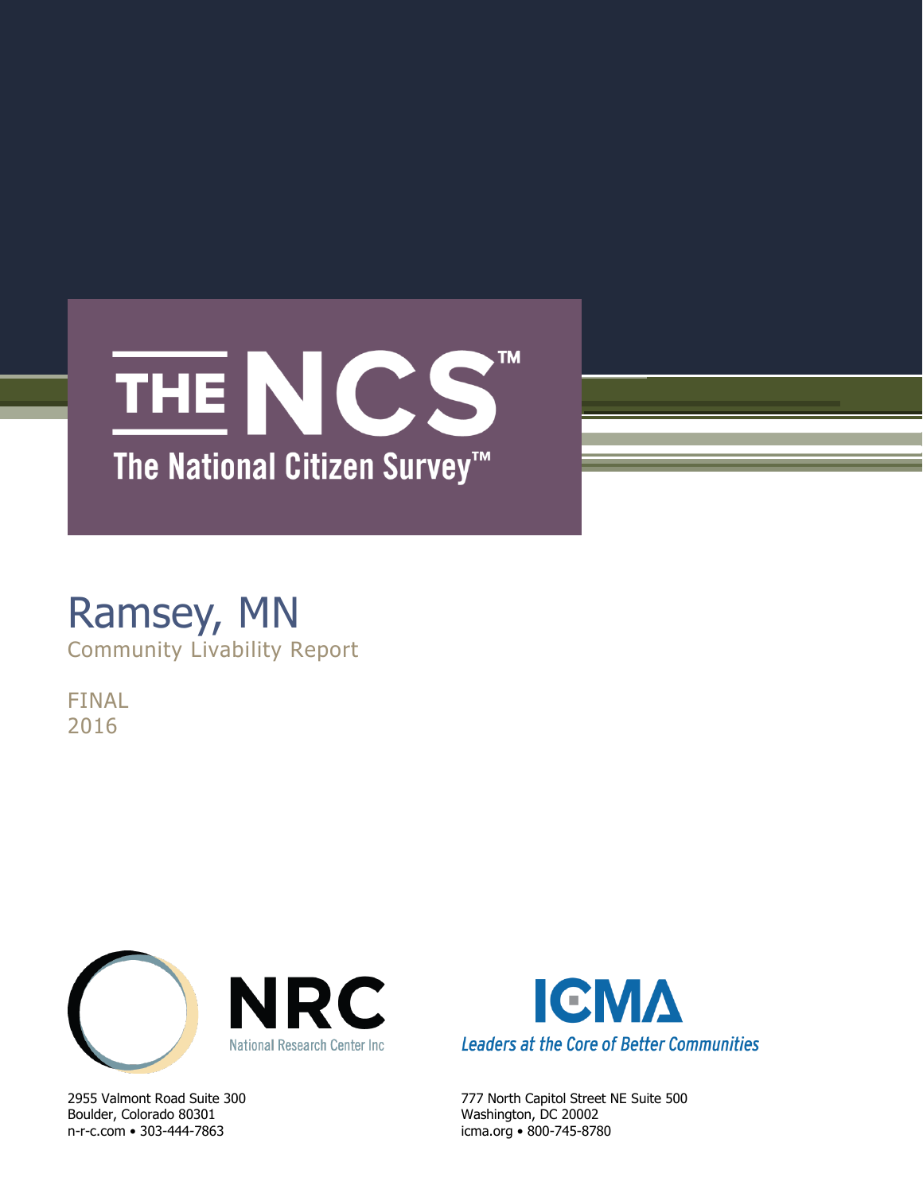# THE NCS™

## The National Citizen Survey™

# Ramsey, MN

Community Livability Report

FINAL
2016

**NRC**
National Research Center Inc

2955 Valmont Road Suite 300
Boulder, Colorado 80301
n-r-c.com • 303-444-7863

**ICMA**
*Leaders at the Core of Better Communities*

777 North Capitol Street NE Suite 500
Washington, DC 20002
icma.org • 800-745-8780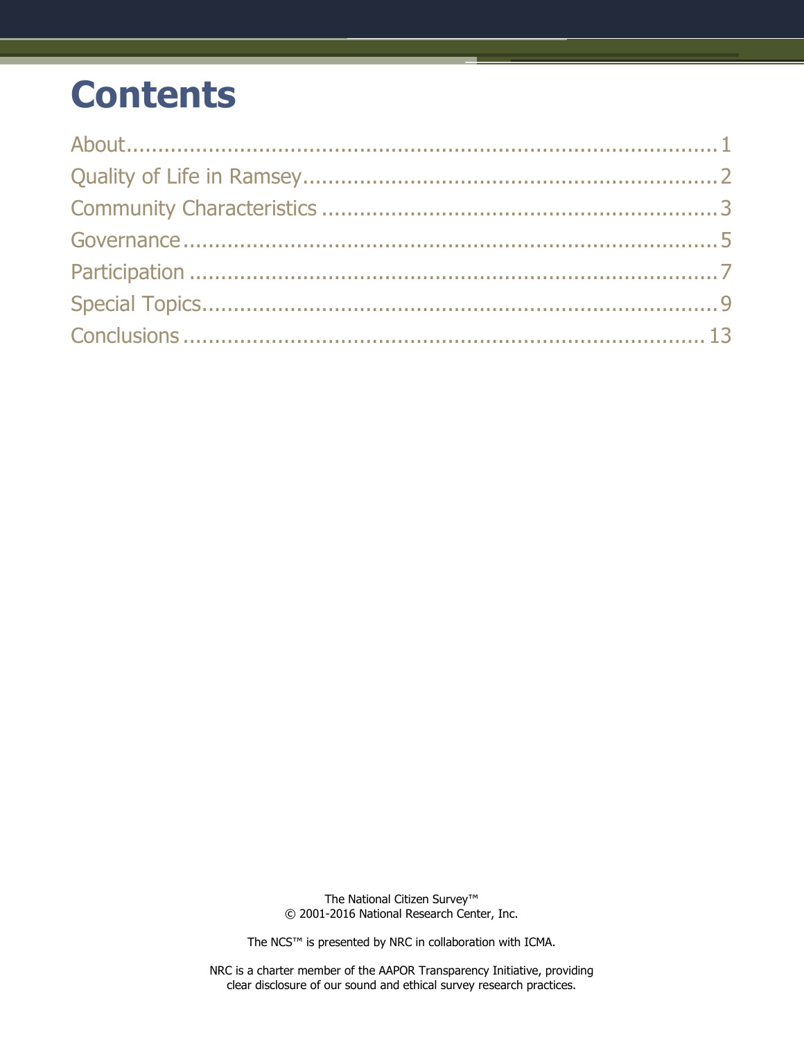# Contents

About ........................................................................................ 1
Quality of Life in Ramsey ................................................................... 2
Community Characteristics ................................................................ 3
Governance ................................................................................. 5
Participation ................................................................................ 7
Special Topics .............................................................................. 9
Conclusions ............................................................................... 13

The National Citizen Survey™
© 2001-2016 National Research Center, Inc.

The NCS™ is presented by NRC in collaboration with ICMA.

NRC is a charter member of the AAPOR Transparency Initiative, providing clear disclosure of our sound and ethical survey research practices.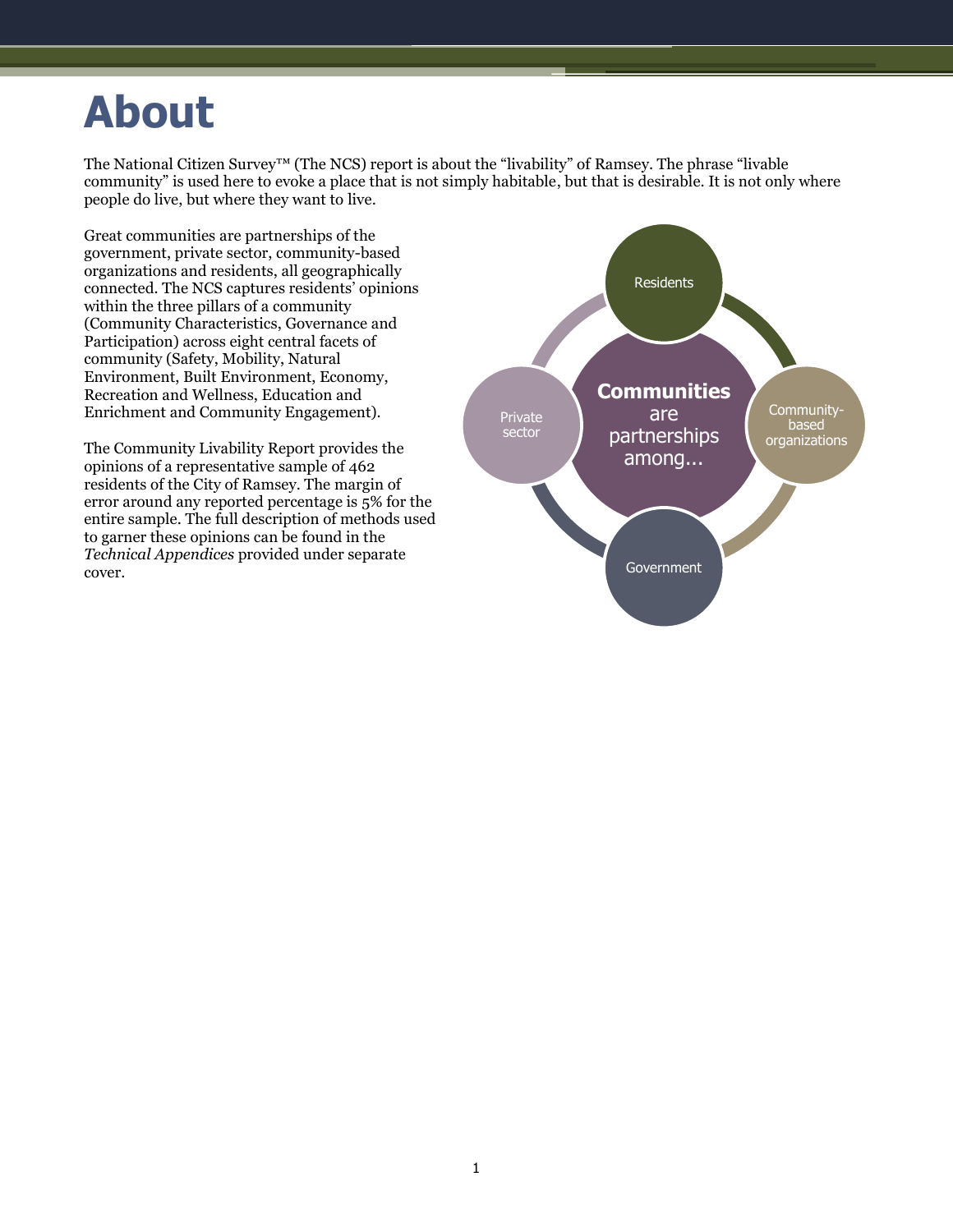# About

The National Citizen Survey™ (The NCS) report is about the “livability” of Ramsey. The phrase “livable community” is used here to evoke a place that is not simply habitable, but that is desirable. It is not only where people do live, but where they want to live.

Great communities are partnerships of the government, private sector, community-based organizations and residents, all geographically connected. The NCS captures residents’ opinions within the three pillars of a community (Community Characteristics, Governance and Participation) across eight central facets of community (Safety, Mobility, Natural Environment, Built Environment, Economy, Recreation and Wellness, Education and Enrichment and Community Engagement).

The Community Livability Report provides the opinions of a representative sample of 462 residents of the City of Ramsey. The margin of error around any reported percentage is 5% for the entire sample. The full description of methods used to garner these opinions can be found in the *Technical Appendices* provided under separate cover.

**Communities** are partnerships among...

- Residents
- Community-based organizations
- Government
- Private sector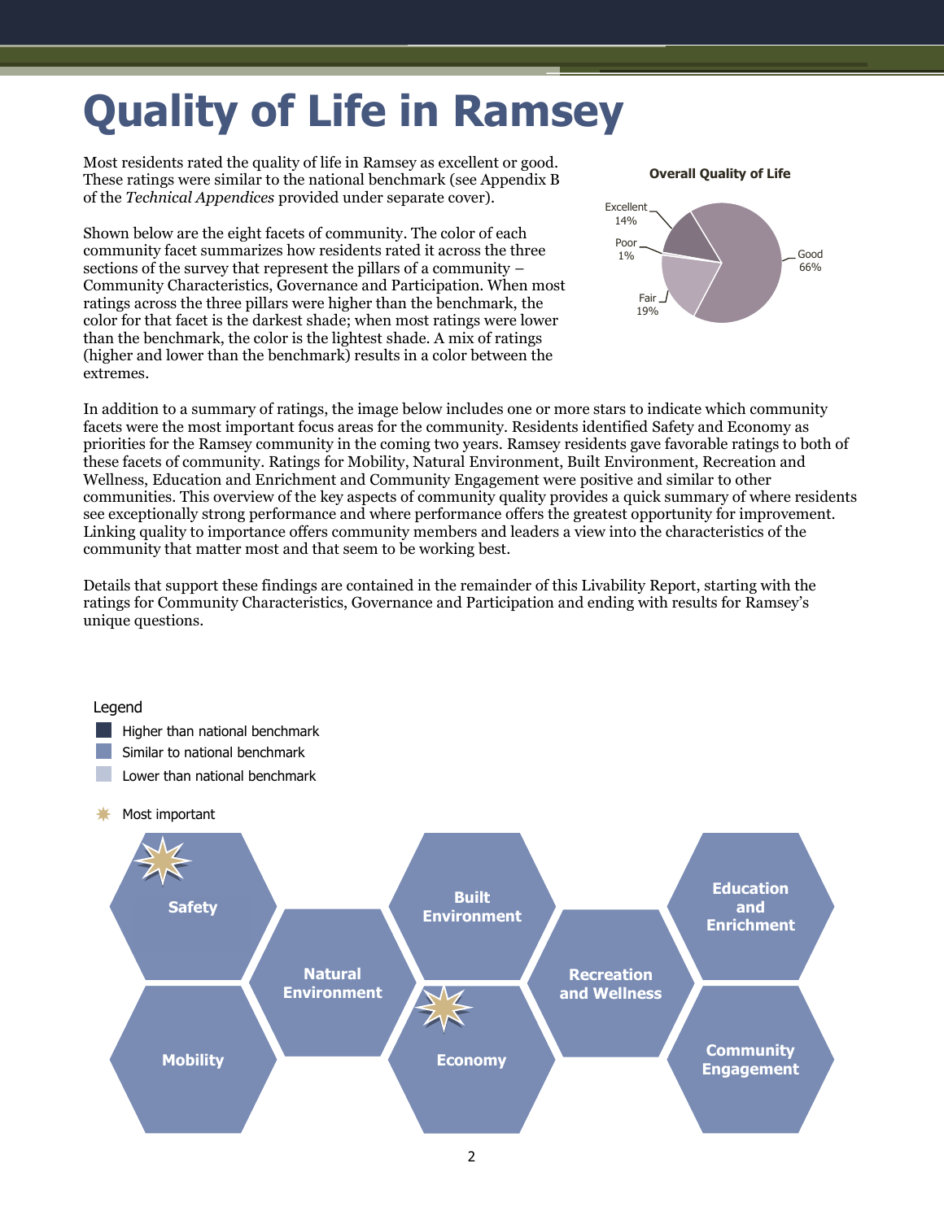# Quality of Life in Ramsey

Most residents rated the quality of life in Ramsey as excellent or good. These ratings were similar to the national benchmark (see Appendix B of the *Technical Appendices* provided under separate cover).

**Overall Quality of Life**

| Rating | Percent |
|---|---|
| Excellent | 14% |
| Good | 66% |
| Fair | 19% |
| Poor | 1% |

Shown below are the eight facets of community. The color of each community facet summarizes how residents rated it across the three sections of the survey that represent the pillars of a community – Community Characteristics, Governance and Participation. When most ratings across the three pillars were higher than the benchmark, the color for that facet is the darkest shade; when most ratings were lower than the benchmark, the color is the lightest shade. A mix of ratings (higher and lower than the benchmark) results in a color between the extremes.

In addition to a summary of ratings, the image below includes one or more stars to indicate which community facets were the most important focus areas for the community. Residents identified Safety and Economy as priorities for the Ramsey community in the coming two years. Ramsey residents gave favorable ratings to both of these facets of community. Ratings for Mobility, Natural Environment, Built Environment, Recreation and Wellness, Education and Enrichment and Community Engagement were positive and similar to other communities. This overview of the key aspects of community quality provides a quick summary of where residents see exceptionally strong performance and where performance offers the greatest opportunity for improvement. Linking quality to importance offers community members and leaders a view into the characteristics of the community that matter most and that seem to be working best.

Details that support these findings are contained in the remainder of this Livability Report, starting with the ratings for Community Characteristics, Governance and Participation and ending with results for Ramsey's unique questions.

Legend
- Higher than national benchmark
- Similar to national benchmark
- Lower than national benchmark
- Most important (star)

| Facet | Rating | Most important |
|---|---|---|
| Safety | Similar to national benchmark | ★ |
| Mobility | Similar to national benchmark | |
| Natural Environment | Similar to national benchmark | |
| Built Environment | Similar to national benchmark | |
| Economy | Similar to national benchmark | ★ |
| Recreation and Wellness | Similar to national benchmark | |
| Education and Enrichment | Similar to national benchmark | |
| Community Engagement | Similar to national benchmark | |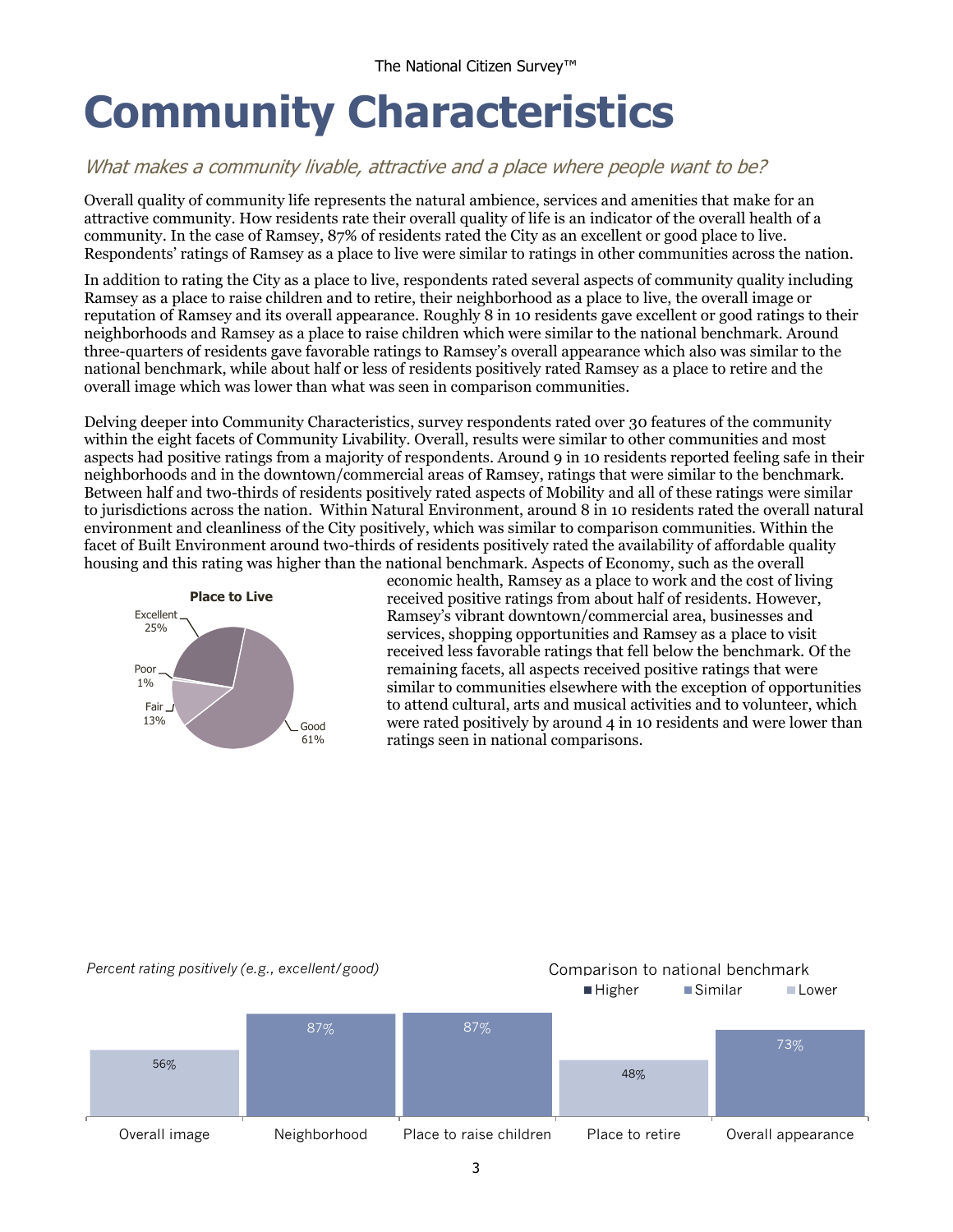# Community Characteristics

*What makes a community livable, attractive and a place where people want to be?*

Overall quality of community life represents the natural ambience, services and amenities that make for an attractive community. How residents rate their overall quality of life is an indicator of the overall health of a community. In the case of Ramsey, 87% of residents rated the City as an excellent or good place to live. Respondents' ratings of Ramsey as a place to live were similar to ratings in other communities across the nation.

In addition to rating the City as a place to live, respondents rated several aspects of community quality including Ramsey as a place to raise children and to retire, their neighborhood as a place to live, the overall image or reputation of Ramsey and its overall appearance. Roughly 8 in 10 residents gave excellent or good ratings to their neighborhoods and Ramsey as a place to raise children which were similar to the national benchmark. Around three-quarters of residents gave favorable ratings to Ramsey's overall appearance which also was similar to the national benchmark, while about half or less of residents positively rated Ramsey as a place to retire and the overall image which was lower than what was seen in comparison communities.

Delving deeper into Community Characteristics, survey respondents rated over 30 features of the community within the eight facets of Community Livability. Overall, results were similar to other communities and most aspects had positive ratings from a majority of respondents. Around 9 in 10 residents reported feeling safe in their neighborhoods and in the downtown/commercial areas of Ramsey, ratings that were similar to the benchmark. Between half and two-thirds of residents positively rated aspects of Mobility and all of these ratings were similar to jurisdictions across the nation. Within Natural Environment, around 8 in 10 residents rated the overall natural environment and cleanliness of the City positively, which was similar to comparison communities. Within the facet of Built Environment around two-thirds of residents positively rated the availability of affordable quality housing and this rating was higher than the national benchmark. Aspects of Economy, such as the overall economic health, Ramsey as a place to work and the cost of living received positive ratings from about half of residents. However, Ramsey's vibrant downtown/commercial area, businesses and services, shopping opportunities and Ramsey as a place to visit received less favorable ratings that fell below the benchmark. Of the remaining facets, all aspects received positive ratings that were similar to communities elsewhere with the exception of opportunities to attend cultural, arts and musical activities and to volunteer, which were rated positively by around 4 in 10 residents and were lower than ratings seen in national comparisons.

**Place to Live**

| Rating | Percent |
|---|---|
| Excellent | 25% |
| Good | 61% |
| Fair | 13% |
| Poor | 1% |

*Percent rating positively (e.g., excellent/good)*

Comparison to national benchmark: Higher / Similar / Lower

| Item | Percent | Comparison |
|---|---|---|
| Overall image | 56% | Lower |
| Neighborhood | 87% | Similar |
| Place to raise children | 87% | Similar |
| Place to retire | 48% | Lower |
| Overall appearance | 73% | Similar |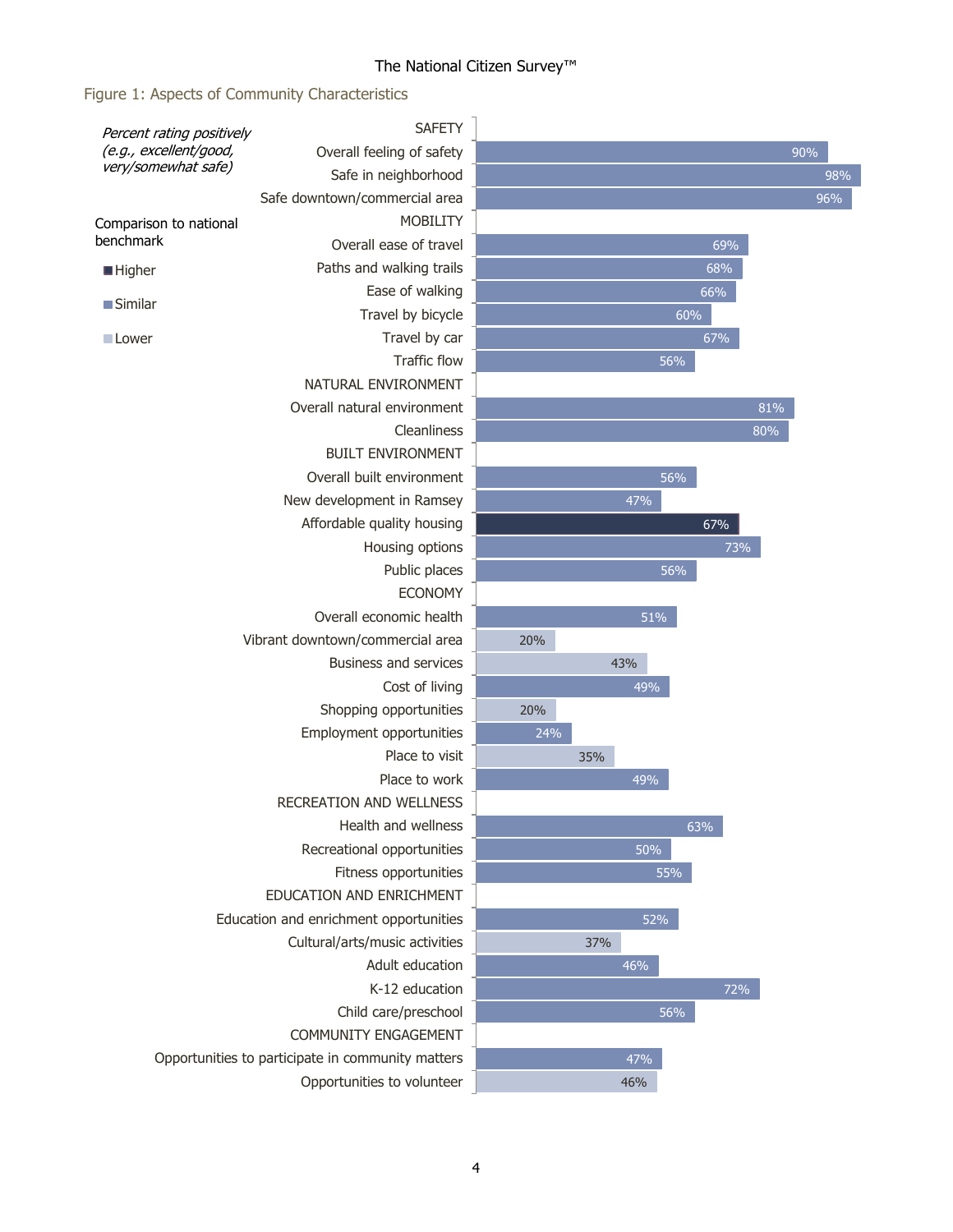## Figure 1: Aspects of Community Characteristics

*Percent rating positively (e.g., excellent/good, very/somewhat safe)*

Comparison to national benchmark: Higher / Similar / Lower

| Category | Item | Percent | Comparison to national benchmark |
|---|---|---|---|
| SAFETY | Overall feeling of safety | 90% | Similar |
| | Safe in neighborhood | 98% | Similar |
| | Safe downtown/commercial area | 96% | Similar |
| MOBILITY | Overall ease of travel | 69% | Similar |
| | Paths and walking trails | 68% | Similar |
| | Ease of walking | 66% | Similar |
| | Travel by bicycle | 60% | Similar |
| | Travel by car | 67% | Similar |
| | Traffic flow | 56% | Similar |
| NATURAL ENVIRONMENT | Overall natural environment | 81% | Similar |
| | Cleanliness | 80% | Similar |
| BUILT ENVIRONMENT | Overall built environment | 56% | Similar |
| | New development in Ramsey | 47% | Similar |
| | Affordable quality housing | 67% | Higher |
| | Housing options | 73% | Similar |
| | Public places | 56% | Similar |
| ECONOMY | Overall economic health | 51% | Similar |
| | Vibrant downtown/commercial area | 20% | Lower |
| | Business and services | 43% | Lower |
| | Cost of living | 49% | Similar |
| | Shopping opportunities | 20% | Lower |
| | Employment opportunities | 24% | Similar |
| | Place to visit | 35% | Lower |
| | Place to work | 49% | Similar |
| RECREATION AND WELLNESS | Health and wellness | 63% | Similar |
| | Recreational opportunities | 50% | Similar |
| | Fitness opportunities | 55% | Similar |
| EDUCATION AND ENRICHMENT | Education and enrichment opportunities | 52% | Similar |
| | Cultural/arts/music activities | 37% | Lower |
| | Adult education | 46% | Similar |
| | K-12 education | 72% | Similar |
| | Child care/preschool | 56% | Similar |
| COMMUNITY ENGAGEMENT | Opportunities to participate in community matters | 47% | Similar |
| | Opportunities to volunteer | 46% | Lower |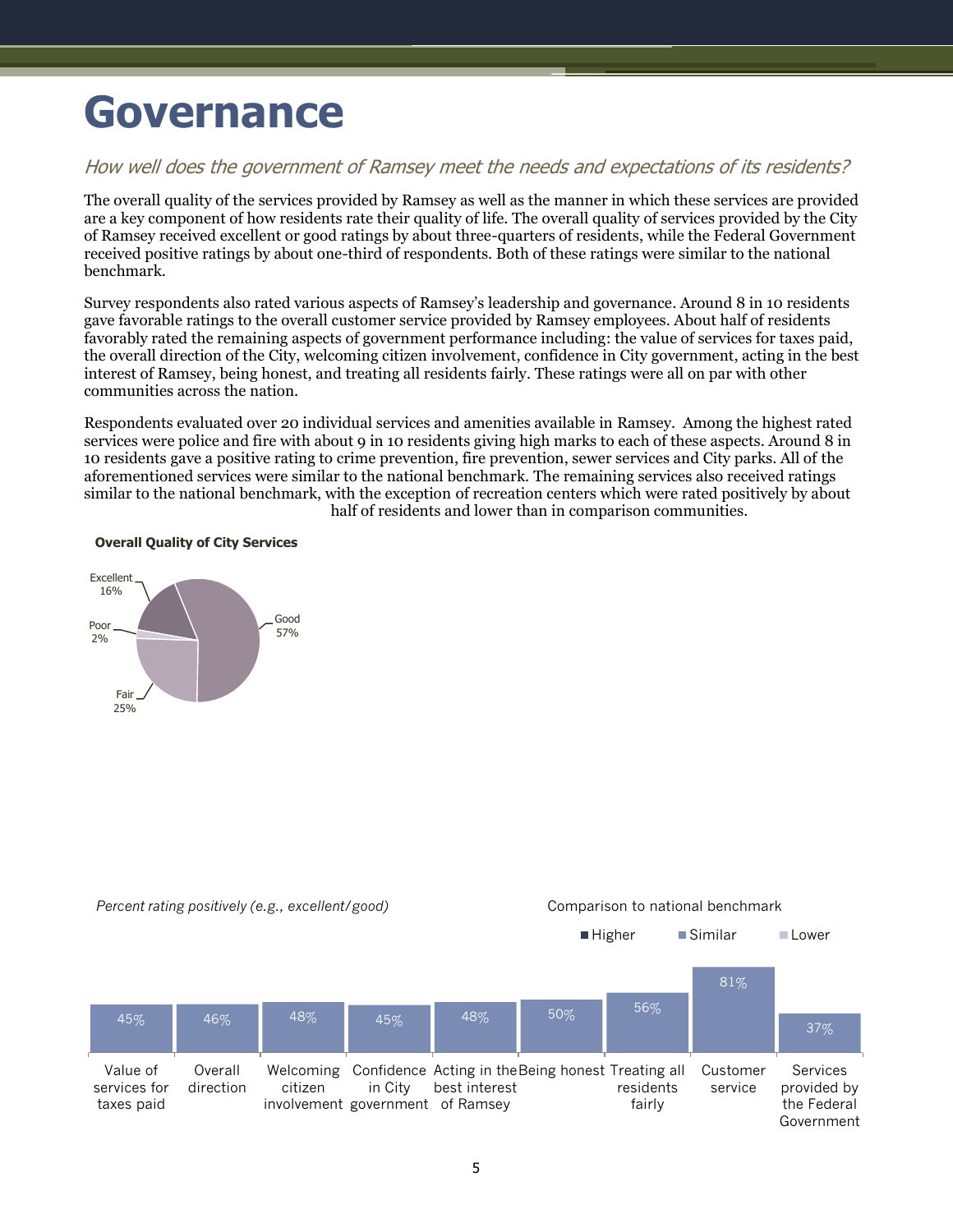# Governance

*How well does the government of Ramsey meet the needs and expectations of its residents?*

The overall quality of the services provided by Ramsey as well as the manner in which these services are provided are a key component of how residents rate their quality of life. The overall quality of services provided by the City of Ramsey received excellent or good ratings by about three-quarters of residents, while the Federal Government received positive ratings by about one-third of respondents. Both of these ratings were similar to the national benchmark.

Survey respondents also rated various aspects of Ramsey's leadership and governance. Around 8 in 10 residents gave favorable ratings to the overall customer service provided by Ramsey employees. About half of residents favorably rated the remaining aspects of government performance including: the value of services for taxes paid, the overall direction of the City, welcoming citizen involvement, confidence in City government, acting in the best interest of Ramsey, being honest, and treating all residents fairly. These ratings were all on par with other communities across the nation.

Respondents evaluated over 20 individual services and amenities available in Ramsey. Among the highest rated services were police and fire with about 9 in 10 residents giving high marks to each of these aspects. Around 8 in 10 residents gave a positive rating to crime prevention, fire prevention, sewer services and City parks. All of the aforementioned services were similar to the national benchmark. The remaining services also received ratings similar to the national benchmark, with the exception of recreation centers which were rated positively by about half of residents and lower than in comparison communities.

**Overall Quality of City Services**

| Rating | Percent |
|---|---|
| Excellent | 16% |
| Good | 57% |
| Fair | 25% |
| Poor | 2% |

*Percent rating positively (e.g., excellent/good)*

Comparison to national benchmark: Higher / Similar / Lower

| Item | Percent | Comparison to national benchmark |
|---|---|---|
| Value of services for taxes paid | 45% | Similar |
| Overall direction | 46% | Similar |
| Welcoming citizen involvement | 48% | Similar |
| Confidence in City government | 45% | Similar |
| Acting in the best interest of Ramsey | 48% | Similar |
| Being honest | 50% | Similar |
| Treating all residents fairly | 56% | Similar |
| Customer service | 81% | Similar |
| Services provided by the Federal Government | 37% | Similar |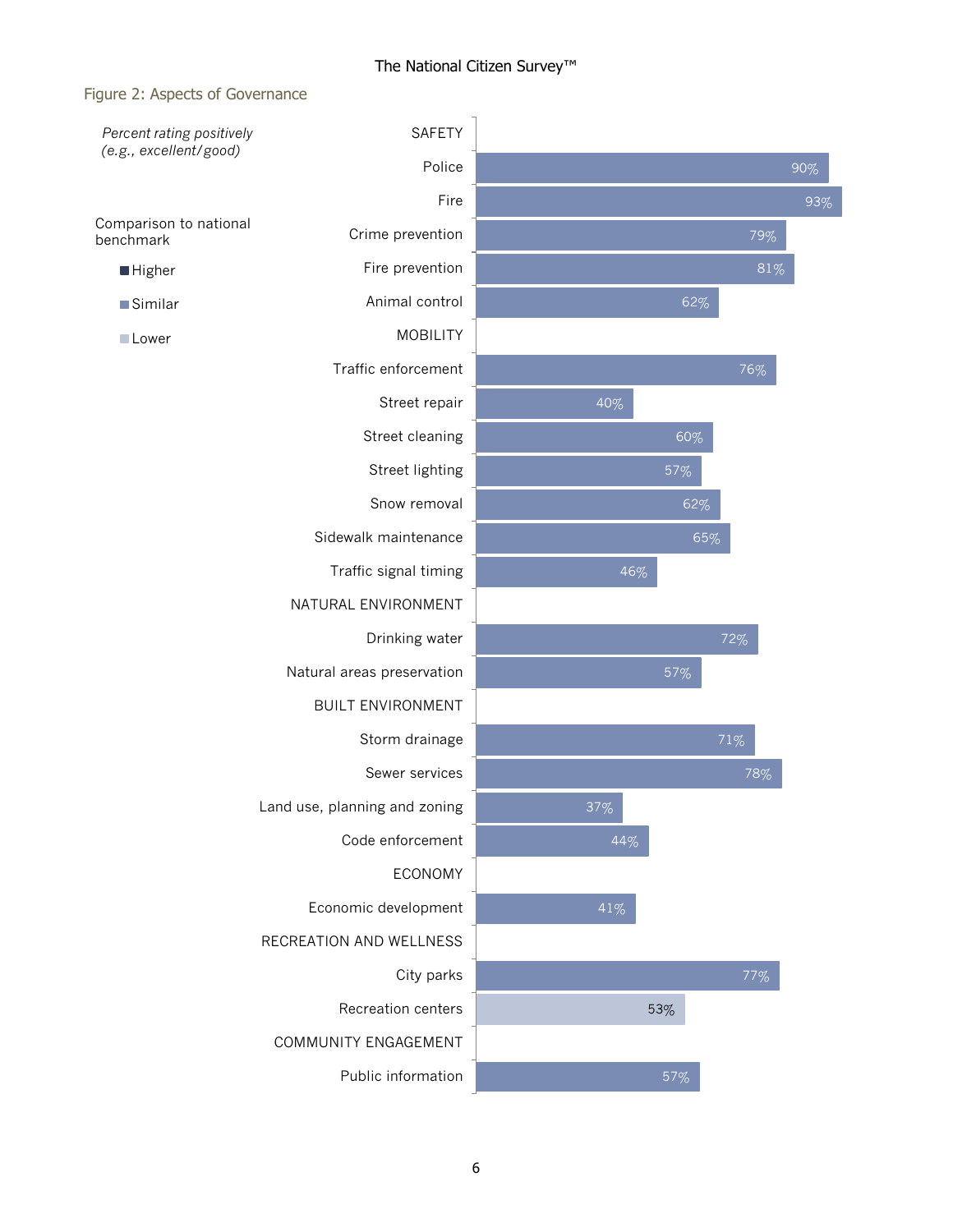### Figure 2: Aspects of Governance

*Percent rating positively (e.g., excellent/good)*

Comparison to national benchmark: Higher / Similar / Lower

| Category / Item | Percent rating positively | Comparison to national benchmark |
|---|---|---|
| **SAFETY** | | |
| Police | 90% | Similar |
| Fire | 93% | Similar |
| Crime prevention | 79% | Similar |
| Fire prevention | 81% | Similar |
| Animal control | 62% | Similar |
| **MOBILITY** | | |
| Traffic enforcement | 76% | Similar |
| Street repair | 40% | Similar |
| Street cleaning | 60% | Similar |
| Street lighting | 57% | Similar |
| Snow removal | 62% | Similar |
| Sidewalk maintenance | 65% | Similar |
| Traffic signal timing | 46% | Similar |
| **NATURAL ENVIRONMENT** | | |
| Drinking water | 72% | Similar |
| Natural areas preservation | 57% | Similar |
| **BUILT ENVIRONMENT** | | |
| Storm drainage | 71% | Similar |
| Sewer services | 78% | Similar |
| Land use, planning and zoning | 37% | Similar |
| Code enforcement | 44% | Similar |
| **ECONOMY** | | |
| Economic development | 41% | Similar |
| **RECREATION AND WELLNESS** | | |
| City parks | 77% | Similar |
| Recreation centers | 53% | Lower |
| **COMMUNITY ENGAGEMENT** | | |
| Public information | 57% | Similar |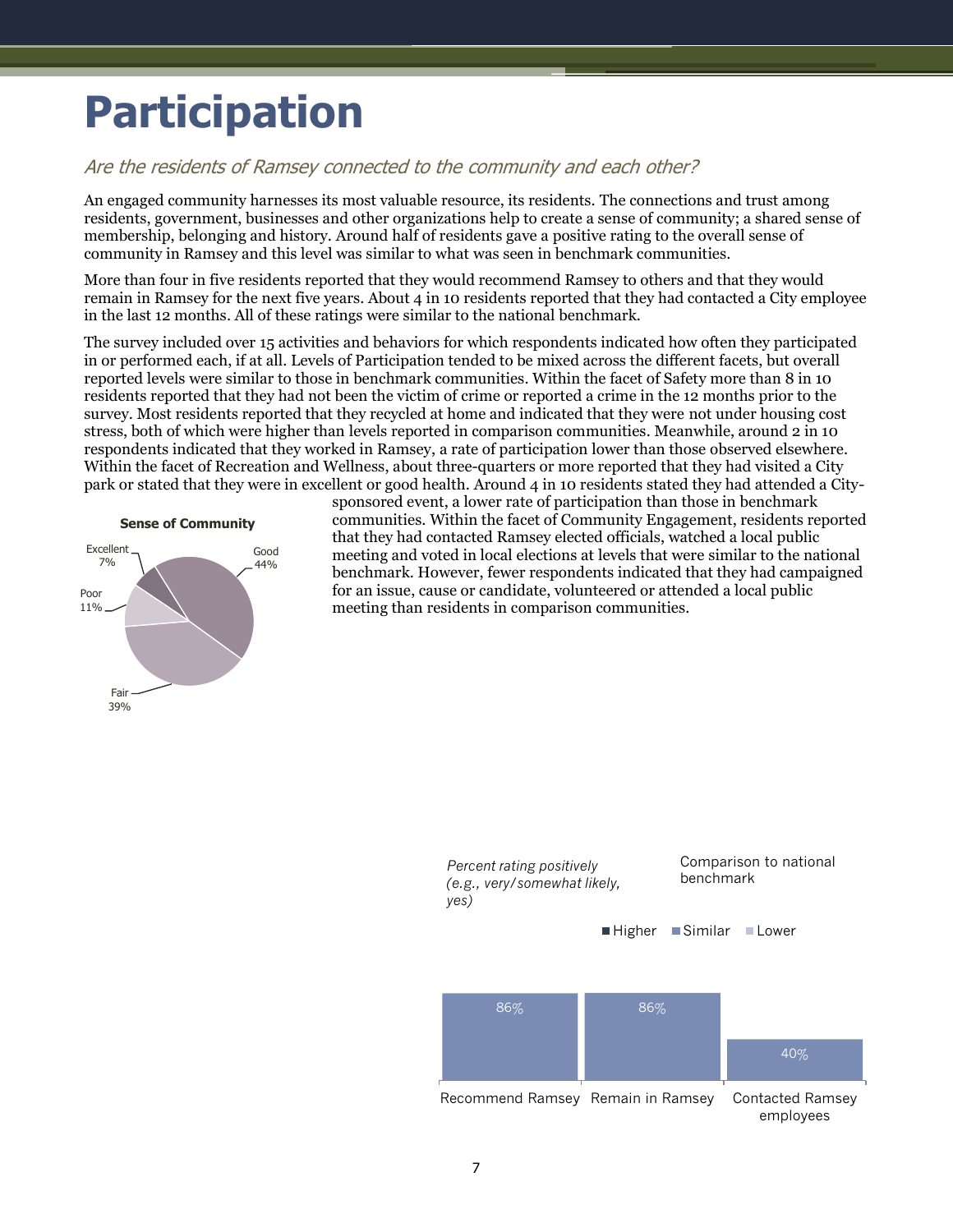# Participation

*Are the residents of Ramsey connected to the community and each other?*

An engaged community harnesses its most valuable resource, its residents. The connections and trust among residents, government, businesses and other organizations help to create a sense of community; a shared sense of membership, belonging and history. Around half of residents gave a positive rating to the overall sense of community in Ramsey and this level was similar to what was seen in benchmark communities.

More than four in five residents reported that they would recommend Ramsey to others and that they would remain in Ramsey for the next five years. About 4 in 10 residents reported that they had contacted a City employee in the last 12 months. All of these ratings were similar to the national benchmark.

The survey included over 15 activities and behaviors for which respondents indicated how often they participated in or performed each, if at all. Levels of Participation tended to be mixed across the different facets, but overall reported levels were similar to those in benchmark communities. Within the facet of Safety more than 8 in 10 residents reported that they had not been the victim of crime or reported a crime in the 12 months prior to the survey. Most residents reported that they recycled at home and indicated that they were not under housing cost stress, both of which were higher than levels reported in comparison communities. Meanwhile, around 2 in 10 respondents indicated that they worked in Ramsey, a rate of participation lower than those observed elsewhere. Within the facet of Recreation and Wellness, about three-quarters or more reported that they had visited a City park or stated that they were in excellent or good health. Around 4 in 10 residents stated they had attended a City-sponsored event, a lower rate of participation than those in benchmark communities. Within the facet of Community Engagement, residents reported that they had contacted Ramsey elected officials, watched a local public meeting and voted in local elections at levels that were similar to the national benchmark. However, fewer respondents indicated that they had campaigned for an issue, cause or candidate, volunteered or attended a local public meeting than residents in comparison communities.

**Sense of Community**

| Rating | Percent |
|---|---|
| Excellent | 7% |
| Good | 44% |
| Fair | 39% |
| Poor | 11% |

*Percent rating positively (e.g., very/somewhat likely, yes)*

Comparison to national benchmark: Higher / Similar / Lower

| Item | Percent | Comparison |
|---|---|---|
| Recommend Ramsey | 86% | Similar |
| Remain in Ramsey | 86% | Similar |
| Contacted Ramsey employees | 40% | Similar |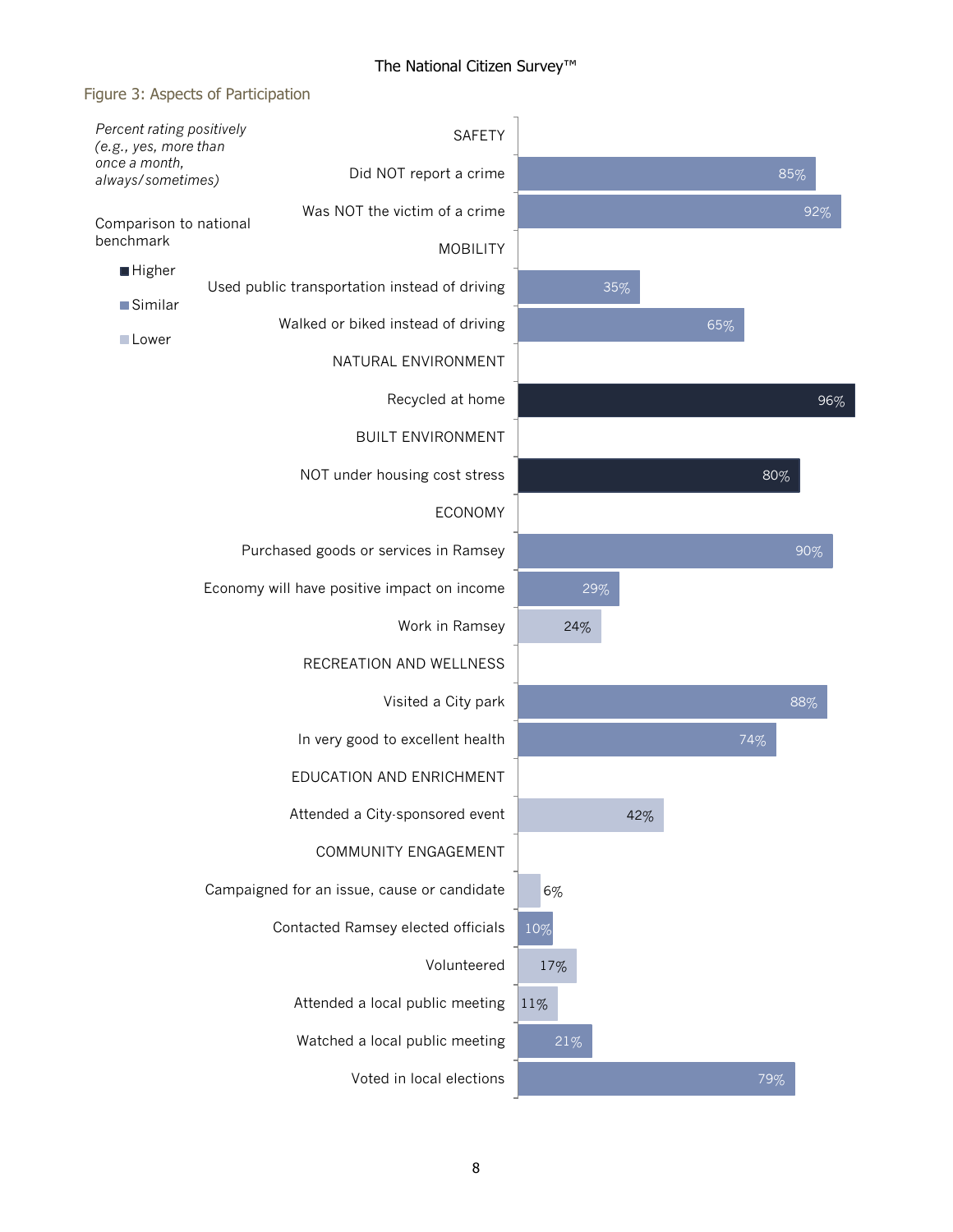## Figure 3: Aspects of Participation

*Percent rating positively (e.g., yes, more than once a month, always/sometimes)*

Comparison to national benchmark

- Higher
- Similar
- Lower

| Category / Item | Percent | Comparison to national benchmark |
|---|---|---|
| **SAFETY** | | |
| Did NOT report a crime | 85% | Similar |
| Was NOT the victim of a crime | 92% | Similar |
| **MOBILITY** | | |
| Used public transportation instead of driving | 35% | Similar |
| Walked or biked instead of driving | 65% | Similar |
| **NATURAL ENVIRONMENT** | | |
| Recycled at home | 96% | Higher |
| **BUILT ENVIRONMENT** | | |
| NOT under housing cost stress | 80% | Higher |
| **ECONOMY** | | |
| Purchased goods or services in Ramsey | 90% | Similar |
| Economy will have positive impact on income | 29% | Similar |
| Work in Ramsey | 24% | Lower |
| **RECREATION AND WELLNESS** | | |
| Visited a City park | 88% | Similar |
| In very good to excellent health | 74% | Similar |
| **EDUCATION AND ENRICHMENT** | | |
| Attended a City-sponsored event | 42% | Lower |
| **COMMUNITY ENGAGEMENT** | | |
| Campaigned for an issue, cause or candidate | 6% | Lower |
| Contacted Ramsey elected officials | 10% | Similar |
| Volunteered | 17% | Lower |
| Attended a local public meeting | 11% | Lower |
| Watched a local public meeting | 21% | Similar |
| Voted in local elections | 79% | Similar |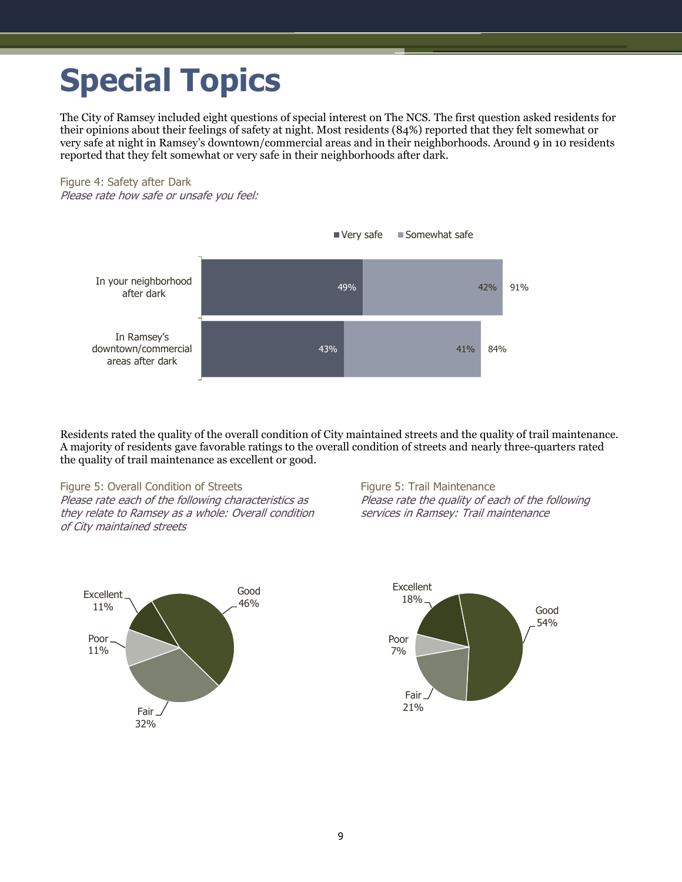# Special Topics

The City of Ramsey included eight questions of special interest on The NCS. The first question asked residents for their opinions about their feelings of safety at night. Most residents (84%) reported that they felt somewhat or very safe at night in Ramsey's downtown/commercial areas and in their neighborhoods. Around 9 in 10 residents reported that they felt somewhat or very safe in their neighborhoods after dark.

Figure 4: Safety after Dark
*Please rate how safe or unsafe you feel:*

| | Very safe | Somewhat safe | Total |
|---|---|---|---|
| In your neighborhood after dark | 49% | 42% | 91% |
| In Ramsey's downtown/commercial areas after dark | 43% | 41% | 84% |

Residents rated the quality of the overall condition of City maintained streets and the quality of trail maintenance. A majority of residents gave favorable ratings to the overall condition of streets and nearly three-quarters rated the quality of trail maintenance as excellent or good.

Figure 5: Overall Condition of Streets
*Please rate each of the following characteristics as they relate to Ramsey as a whole: Overall condition of City maintained streets*

| Rating | Percent |
|---|---|
| Excellent | 11% |
| Good | 46% |
| Fair | 32% |
| Poor | 11% |

Figure 5: Trail Maintenance
*Please rate the quality of each of the following services in Ramsey: Trail maintenance*

| Rating | Percent |
|---|---|
| Excellent | 18% |
| Good | 54% |
| Fair | 21% |
| Poor | 7% |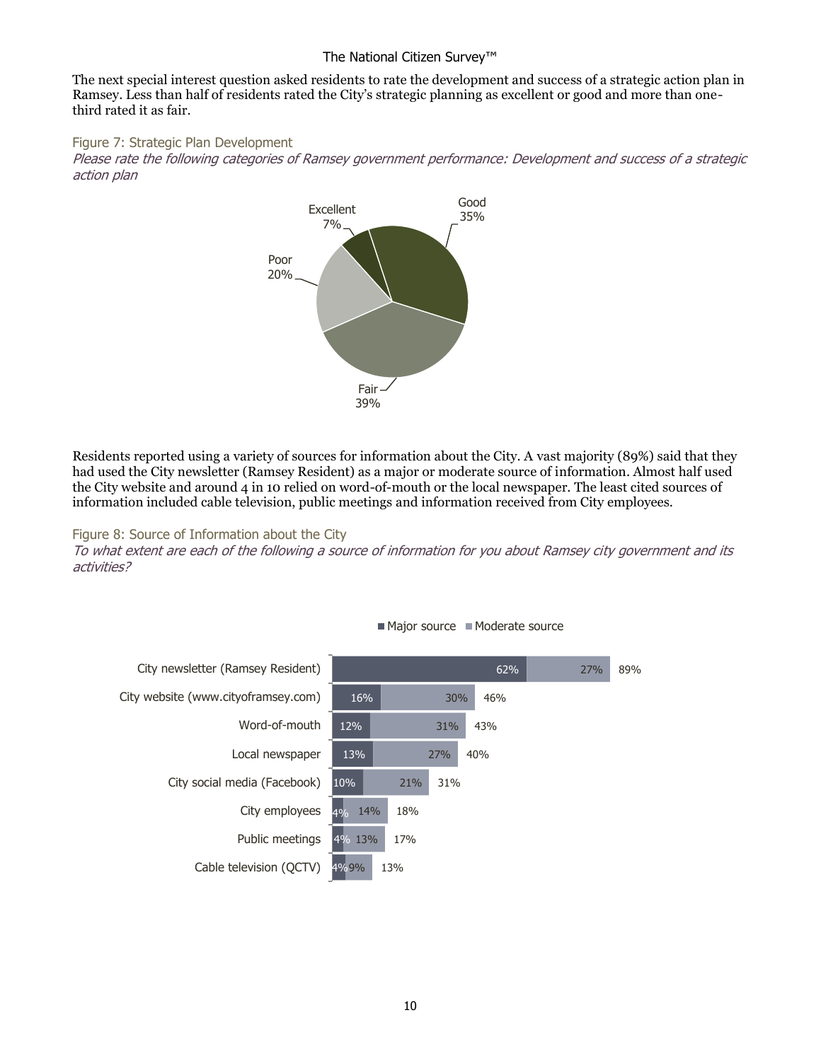The next special interest question asked residents to rate the development and success of a strategic action plan in Ramsey. Less than half of residents rated the City's strategic planning as excellent or good and more than one-third rated it as fair.

Figure 7: Strategic Plan Development

*Please rate the following categories of Ramsey government performance: Development and success of a strategic action plan*

| Rating | Percent |
|---|---|
| Excellent | 7% |
| Good | 35% |
| Fair | 39% |
| Poor | 20% |

Residents reported using a variety of sources for information about the City. A vast majority (89%) said that they had used the City newsletter (Ramsey Resident) as a major or moderate source of information. Almost half used the City website and around 4 in 10 relied on word-of-mouth or the local newspaper. The least cited sources of information included cable television, public meetings and information received from City employees.

Figure 8: Source of Information about the City

*To what extent are each of the following a source of information for you about Ramsey city government and its activities?*

| Source | Major source | Moderate source | Total |
|---|---|---|---|
| City newsletter (Ramsey Resident) | 62% | 27% | 89% |
| City website (www.cityoframsey.com) | 16% | 30% | 46% |
| Word-of-mouth | 12% | 31% | 43% |
| Local newspaper | 13% | 27% | 40% |
| City social media (Facebook) | 10% | 21% | 31% |
| City employees | 4% | 14% | 18% |
| Public meetings | 4% | 13% | 17% |
| Cable television (QCTV) | 4% | 9% | 13% |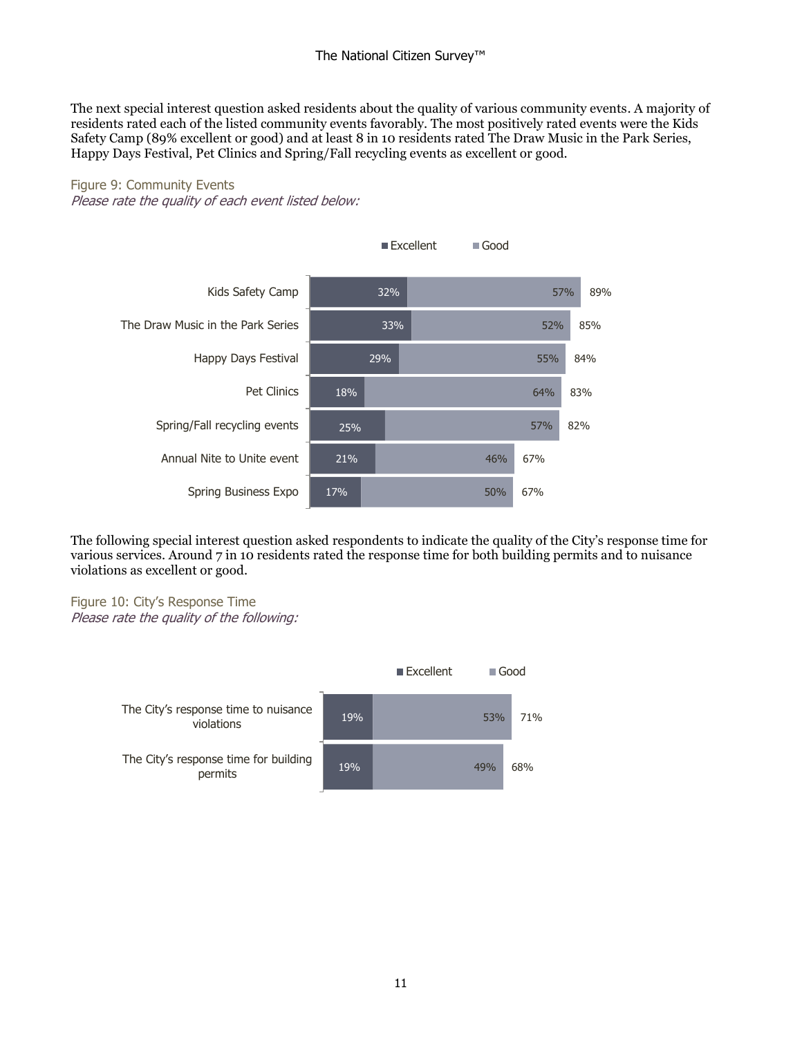The next special interest question asked residents about the quality of various community events. A majority of residents rated each of the listed community events favorably. The most positively rated events were the Kids Safety Camp (89% excellent or good) and at least 8 in 10 residents rated The Draw Music in the Park Series, Happy Days Festival, Pet Clinics and Spring/Fall recycling events as excellent or good.

Figure 9: Community Events

*Please rate the quality of each event listed below:*

| Event | Excellent | Good | Total |
| --- | --- | --- | --- |
| Kids Safety Camp | 32% | 57% | 89% |
| The Draw Music in the Park Series | 33% | 52% | 85% |
| Happy Days Festival | 29% | 55% | 84% |
| Pet Clinics | 18% | 64% | 83% |
| Spring/Fall recycling events | 25% | 57% | 82% |
| Annual Nite to Unite event | 21% | 46% | 67% |
| Spring Business Expo | 17% | 50% | 67% |

The following special interest question asked respondents to indicate the quality of the City's response time for various services. Around 7 in 10 residents rated the response time for both building permits and to nuisance violations as excellent or good.

Figure 10: City's Response Time

*Please rate the quality of the following:*

| Service | Excellent | Good | Total |
| --- | --- | --- | --- |
| The City's response time to nuisance violations | 19% | 53% | 71% |
| The City's response time for building permits | 19% | 49% | 68% |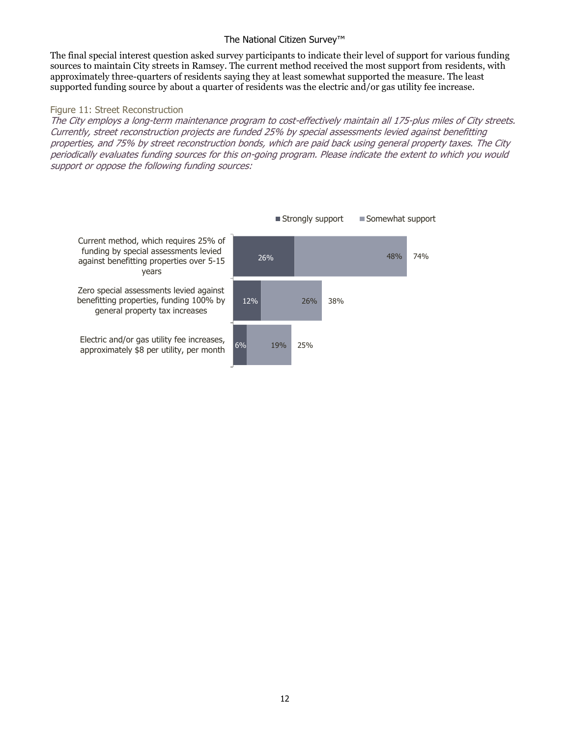The final special interest question asked survey participants to indicate their level of support for various funding sources to maintain City streets in Ramsey. The current method received the most support from residents, with approximately three-quarters of residents saying they at least somewhat supported the measure. The least supported funding source by about a quarter of residents was the electric and/or gas utility fee increase.

### Figure 11: Street Reconstruction

*The City employs a long-term maintenance program to cost-effectively maintain all 175-plus miles of City streets. Currently, street reconstruction projects are funded 25% by special assessments levied against benefitting properties, and 75% by street reconstruction bonds, which are paid back using general property taxes. The City periodically evaluates funding sources for this on-going program. Please indicate the extent to which you would support or oppose the following funding sources:*

| Funding source | Strongly support | Somewhat support | Total |
| --- | --- | --- | --- |
| Current method, which requires 25% of funding by special assessments levied against benefitting properties over 5-15 years | 26% | 48% | 74% |
| Zero special assessments levied against benefitting properties, funding 100% by general property tax increases | 12% | 26% | 38% |
| Electric and/or gas utility fee increases, approximately $8 per utility, per month | 6% | 19% | 25% |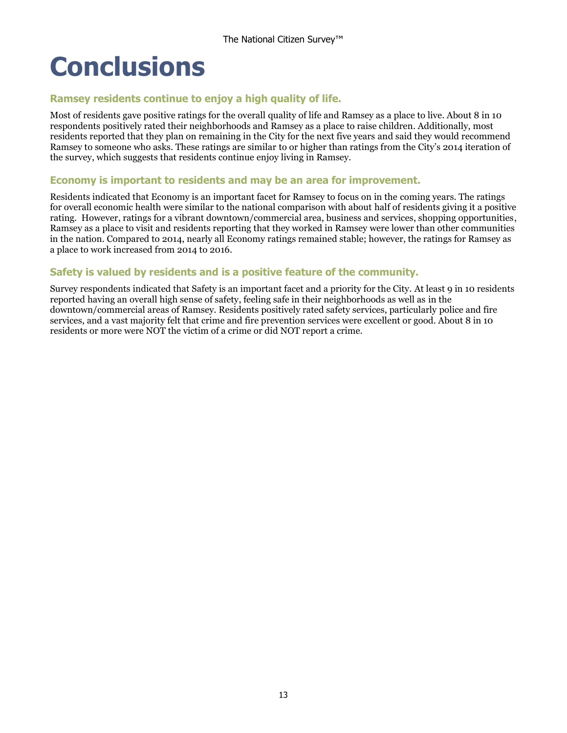# Conclusions

### Ramsey residents continue to enjoy a high quality of life.

Most of residents gave positive ratings for the overall quality of life and Ramsey as a place to live. About 8 in 10 respondents positively rated their neighborhoods and Ramsey as a place to raise children. Additionally, most residents reported that they plan on remaining in the City for the next five years and said they would recommend Ramsey to someone who asks. These ratings are similar to or higher than ratings from the City's 2014 iteration of the survey, which suggests that residents continue enjoy living in Ramsey.

### Economy is important to residents and may be an area for improvement.

Residents indicated that Economy is an important facet for Ramsey to focus on in the coming years. The ratings for overall economic health were similar to the national comparison with about half of residents giving it a positive rating. However, ratings for a vibrant downtown/commercial area, business and services, shopping opportunities, Ramsey as a place to visit and residents reporting that they worked in Ramsey were lower than other communities in the nation. Compared to 2014, nearly all Economy ratings remained stable; however, the ratings for Ramsey as a place to work increased from 2014 to 2016.

### Safety is valued by residents and is a positive feature of the community.

Survey respondents indicated that Safety is an important facet and a priority for the City. At least 9 in 10 residents reported having an overall high sense of safety, feeling safe in their neighborhoods as well as in the downtown/commercial areas of Ramsey. Residents positively rated safety services, particularly police and fire services, and a vast majority felt that crime and fire prevention services were excellent or good. About 8 in 10 residents or more were NOT the victim of a crime or did NOT report a crime.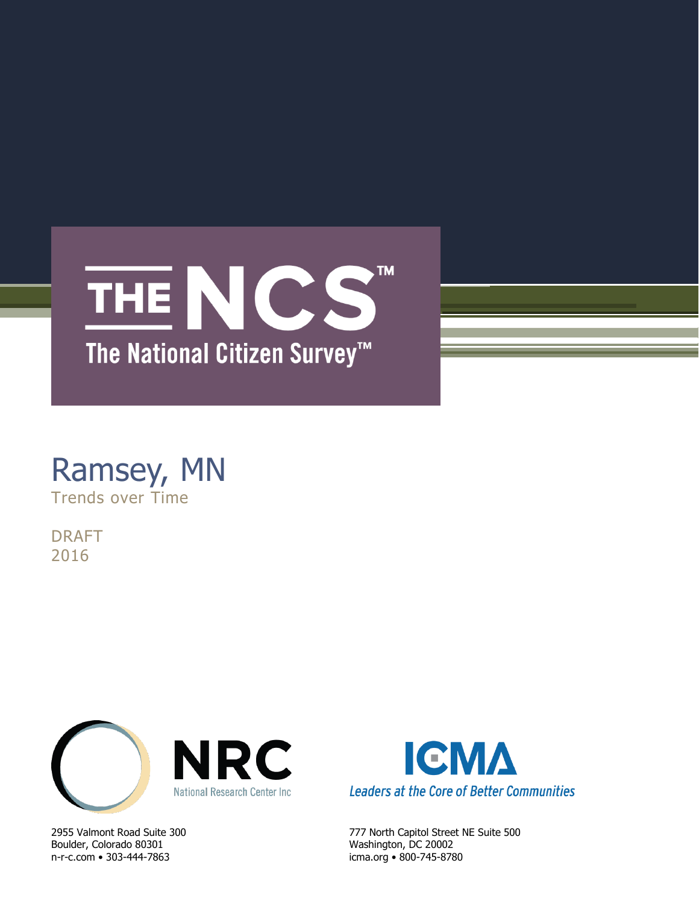# THE NCS™

## The National Citizen Survey™

# Ramsey, MN

Trends over Time

DRAFT
2016

NRC
National Research Center Inc

2955 Valmont Road Suite 300
Boulder, Colorado 80301
n-r-c.com • 303-444-7863

ICMA
*Leaders at the Core of Better Communities*

777 North Capitol Street NE Suite 500
Washington, DC 20002
icma.org • 800-745-8780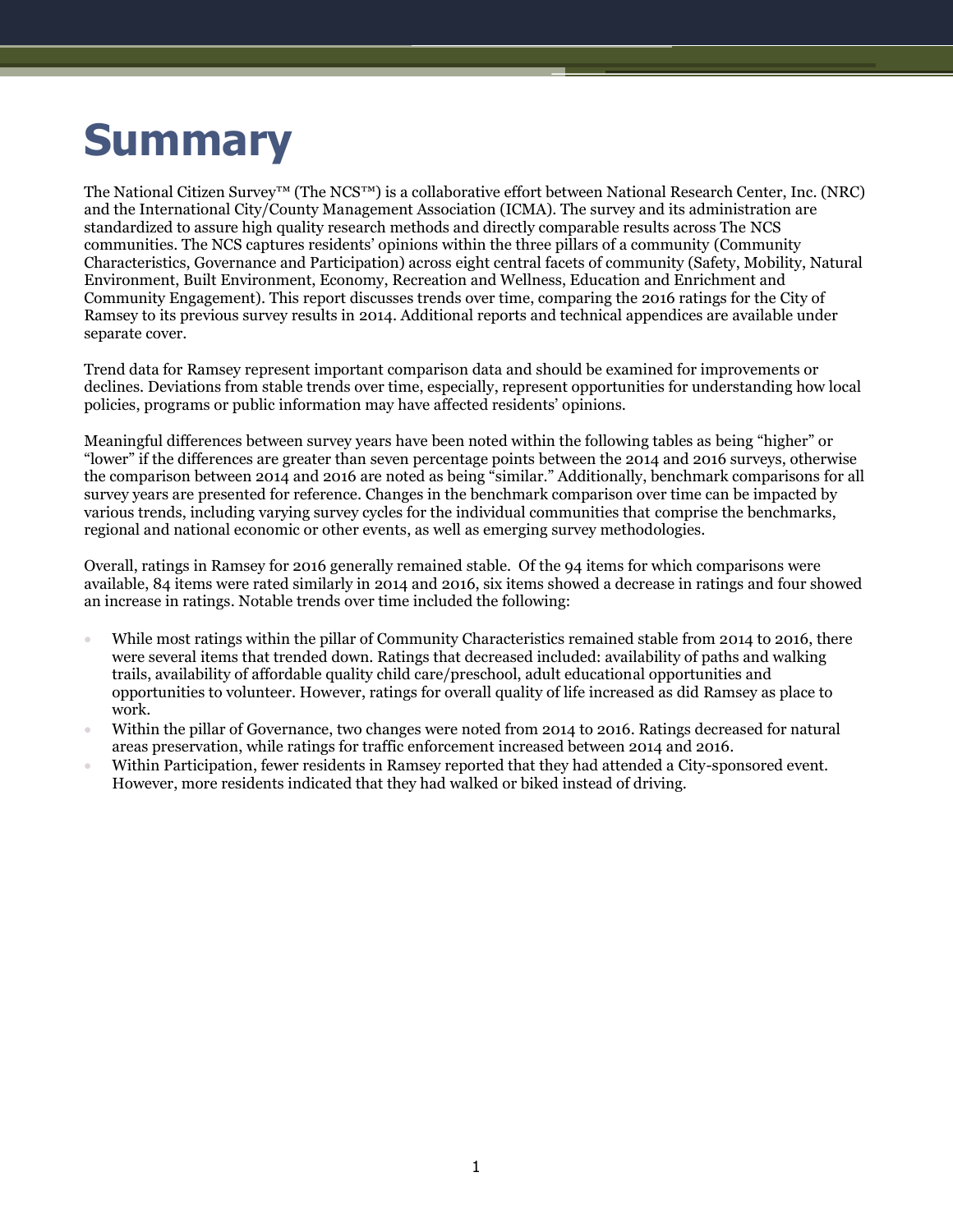# Summary

The National Citizen Survey™ (The NCS™) is a collaborative effort between National Research Center, Inc. (NRC) and the International City/County Management Association (ICMA). The survey and its administration are standardized to assure high quality research methods and directly comparable results across The NCS communities. The NCS captures residents' opinions within the three pillars of a community (Community Characteristics, Governance and Participation) across eight central facets of community (Safety, Mobility, Natural Environment, Built Environment, Economy, Recreation and Wellness, Education and Enrichment and Community Engagement). This report discusses trends over time, comparing the 2016 ratings for the City of Ramsey to its previous survey results in 2014. Additional reports and technical appendices are available under separate cover.

Trend data for Ramsey represent important comparison data and should be examined for improvements or declines. Deviations from stable trends over time, especially, represent opportunities for understanding how local policies, programs or public information may have affected residents' opinions.

Meaningful differences between survey years have been noted within the following tables as being "higher" or "lower" if the differences are greater than seven percentage points between the 2014 and 2016 surveys, otherwise the comparison between 2014 and 2016 are noted as being "similar." Additionally, benchmark comparisons for all survey years are presented for reference. Changes in the benchmark comparison over time can be impacted by various trends, including varying survey cycles for the individual communities that comprise the benchmarks, regional and national economic or other events, as well as emerging survey methodologies.

Overall, ratings in Ramsey for 2016 generally remained stable. Of the 94 items for which comparisons were available, 84 items were rated similarly in 2014 and 2016, six items showed a decrease in ratings and four showed an increase in ratings. Notable trends over time included the following:

- While most ratings within the pillar of Community Characteristics remained stable from 2014 to 2016, there were several items that trended down. Ratings that decreased included: availability of paths and walking trails, availability of affordable quality child care/preschool, adult educational opportunities and opportunities to volunteer. However, ratings for overall quality of life increased as did Ramsey as place to work.
- Within the pillar of Governance, two changes were noted from 2014 to 2016. Ratings decreased for natural areas preservation, while ratings for traffic enforcement increased between 2014 and 2016.
- Within Participation, fewer residents in Ramsey reported that they had attended a City-sponsored event. However, more residents indicated that they had walked or biked instead of driving.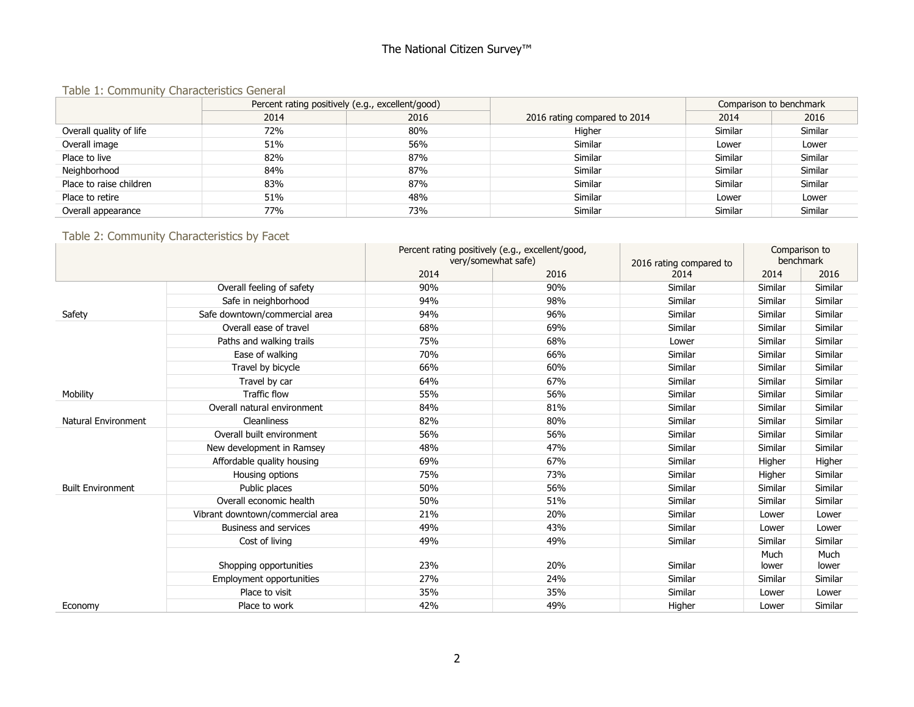### Table 1: Community Characteristics General

| | Percent rating positively (e.g., excellent/good) | | 2016 rating compared to 2014 | Comparison to benchmark | |
|---|---|---|---|---|---|
| | 2014 | 2016 | | 2014 | 2016 |
| Overall quality of life | 72% | 80% | Higher | Similar | Similar |
| Overall image | 51% | 56% | Similar | Lower | Lower |
| Place to live | 82% | 87% | Similar | Similar | Similar |
| Neighborhood | 84% | 87% | Similar | Similar | Similar |
| Place to raise children | 83% | 87% | Similar | Similar | Similar |
| Place to retire | 51% | 48% | Similar | Lower | Lower |
| Overall appearance | 77% | 73% | Similar | Similar | Similar |

### Table 2: Community Characteristics by Facet

| | | Percent rating positively (e.g., excellent/good, very/somewhat safe) | | 2016 rating compared to 2014 | Comparison to benchmark | |
|---|---|---|---|---|---|---|
| | | 2014 | 2016 | | 2014 | 2016 |
| Safety | Overall feeling of safety | 90% | 90% | Similar | Similar | Similar |
| | Safe in neighborhood | 94% | 98% | Similar | Similar | Similar |
| | Safe downtown/commercial area | 94% | 96% | Similar | Similar | Similar |
| Mobility | Overall ease of travel | 68% | 69% | Similar | Similar | Similar |
| | Paths and walking trails | 75% | 68% | Lower | Similar | Similar |
| | Ease of walking | 70% | 66% | Similar | Similar | Similar |
| | Travel by bicycle | 66% | 60% | Similar | Similar | Similar |
| | Travel by car | 64% | 67% | Similar | Similar | Similar |
| | Traffic flow | 55% | 56% | Similar | Similar | Similar |
| Natural Environment | Overall natural environment | 84% | 81% | Similar | Similar | Similar |
| | Cleanliness | 82% | 80% | Similar | Similar | Similar |
| Built Environment | Overall built environment | 56% | 56% | Similar | Similar | Similar |
| | New development in Ramsey | 48% | 47% | Similar | Similar | Similar |
| | Affordable quality housing | 69% | 67% | Similar | Higher | Higher |
| | Housing options | 75% | 73% | Similar | Higher | Similar |
| | Public places | 50% | 56% | Similar | Similar | Similar |
| Economy | Overall economic health | 50% | 51% | Similar | Similar | Similar |
| | Vibrant downtown/commercial area | 21% | 20% | Similar | Lower | Lower |
| | Business and services | 49% | 43% | Similar | Lower | Lower |
| | Cost of living | 49% | 49% | Similar | Similar | Similar |
| | Shopping opportunities | 23% | 20% | Similar | Much lower | Much lower |
| | Employment opportunities | 27% | 24% | Similar | Similar | Similar |
| | Place to visit | 35% | 35% | Similar | Lower | Lower |
| | Place to work | 42% | 49% | Higher | Lower | Similar |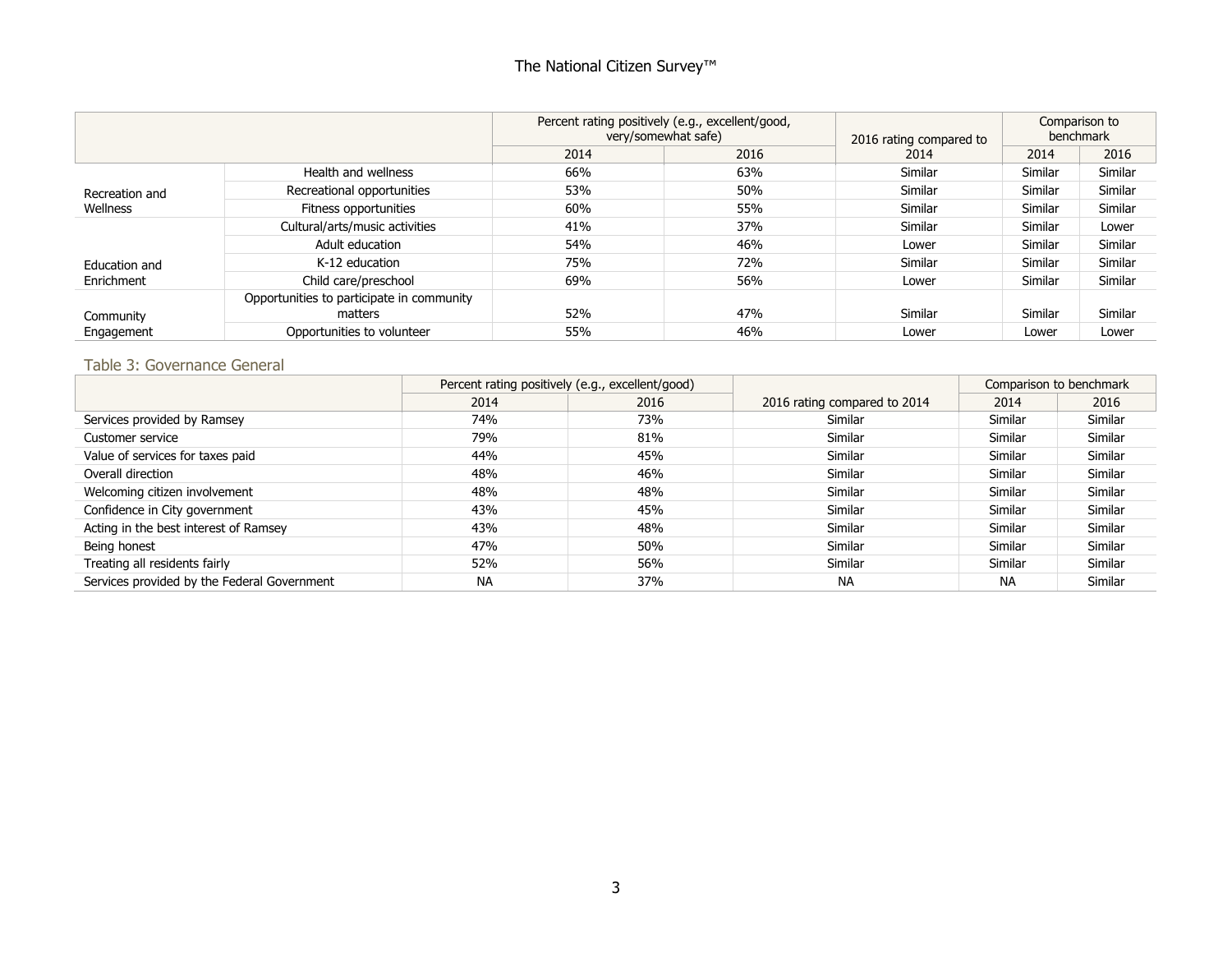| | | Percent rating positively (e.g., excellent/good, very/somewhat safe) | | 2016 rating compared to 2014 | Comparison to benchmark | |
|---|---|---|---|---|---|---|
| | | 2014 | 2016 | | 2014 | 2016 |
| Recreation and Wellness | Health and wellness | 66% | 63% | Similar | Similar | Similar |
| | Recreational opportunities | 53% | 50% | Similar | Similar | Similar |
| | Fitness opportunities | 60% | 55% | Similar | Similar | Similar |
| Education and Enrichment | Cultural/arts/music activities | 41% | 37% | Similar | Similar | Lower |
| | Adult education | 54% | 46% | Lower | Similar | Similar |
| | K-12 education | 75% | 72% | Similar | Similar | Similar |
| | Child care/preschool | 69% | 56% | Lower | Similar | Similar |
| Community Engagement | Opportunities to participate in community matters | 52% | 47% | Similar | Similar | Similar |
| | Opportunities to volunteer | 55% | 46% | Lower | Lower | Lower |

## Table 3: Governance General

| | Percent rating positively (e.g., excellent/good) | | 2016 rating compared to 2014 | Comparison to benchmark | |
|---|---|---|---|---|---|
| | 2014 | 2016 | | 2014 | 2016 |
| Services provided by Ramsey | 74% | 73% | Similar | Similar | Similar |
| Customer service | 79% | 81% | Similar | Similar | Similar |
| Value of services for taxes paid | 44% | 45% | Similar | Similar | Similar |
| Overall direction | 48% | 46% | Similar | Similar | Similar |
| Welcoming citizen involvement | 48% | 48% | Similar | Similar | Similar |
| Confidence in City government | 43% | 45% | Similar | Similar | Similar |
| Acting in the best interest of Ramsey | 43% | 48% | Similar | Similar | Similar |
| Being honest | 47% | 50% | Similar | Similar | Similar |
| Treating all residents fairly | 52% | 56% | Similar | Similar | Similar |
| Services provided by the Federal Government | NA | 37% | NA | NA | Similar |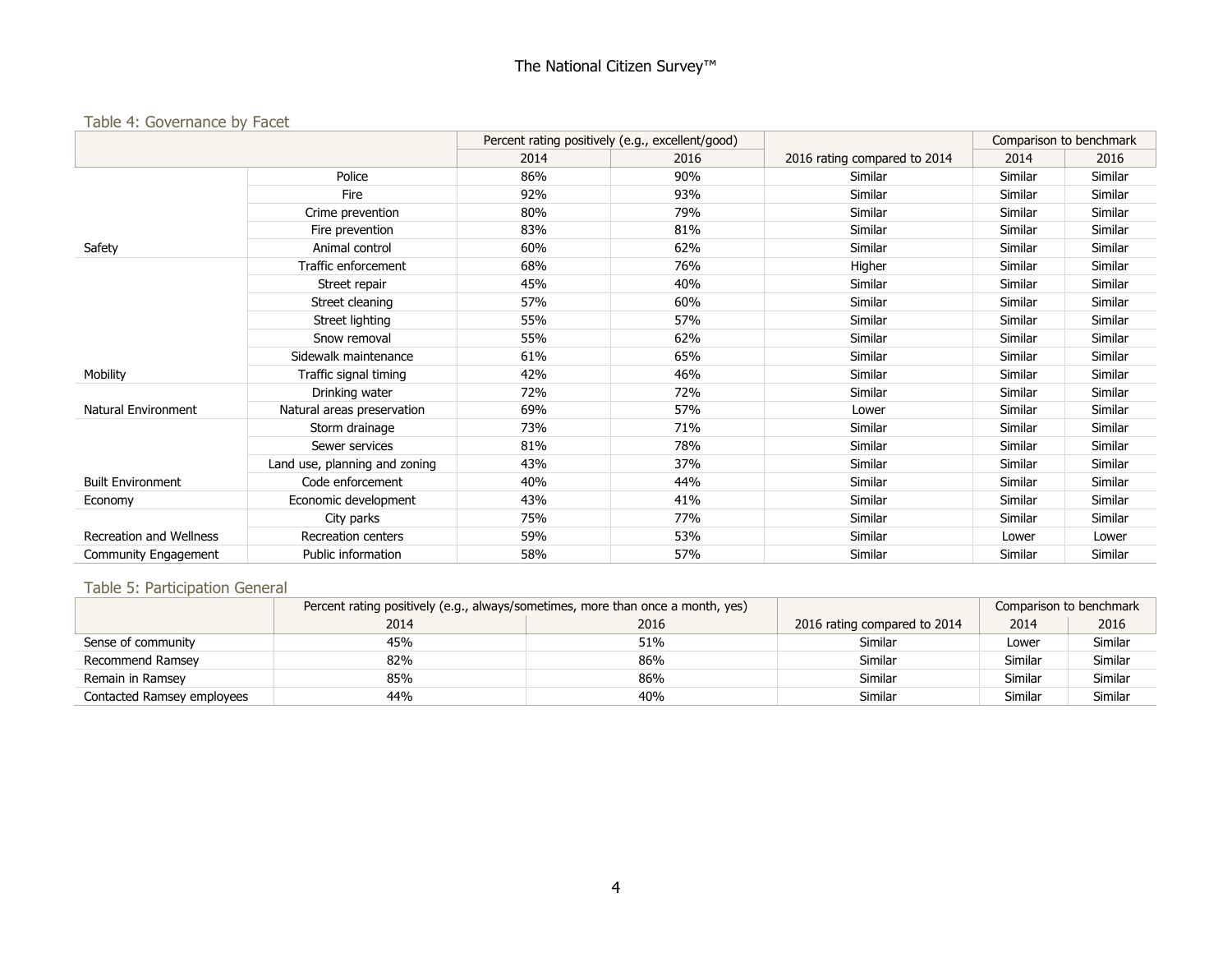### Table 4: Governance by Facet

| | | Percent rating positively (e.g., excellent/good) | | 2016 rating compared to 2014 | Comparison to benchmark | |
|---|---|---|---|---|---|---|
| | | 2014 | 2016 | | 2014 | 2016 |
| Safety | Police | 86% | 90% | Similar | Similar | Similar |
| | Fire | 92% | 93% | Similar | Similar | Similar |
| | Crime prevention | 80% | 79% | Similar | Similar | Similar |
| | Fire prevention | 83% | 81% | Similar | Similar | Similar |
| | Animal control | 60% | 62% | Similar | Similar | Similar |
| Mobility | Traffic enforcement | 68% | 76% | Higher | Similar | Similar |
| | Street repair | 45% | 40% | Similar | Similar | Similar |
| | Street cleaning | 57% | 60% | Similar | Similar | Similar |
| | Street lighting | 55% | 57% | Similar | Similar | Similar |
| | Snow removal | 55% | 62% | Similar | Similar | Similar |
| | Sidewalk maintenance | 61% | 65% | Similar | Similar | Similar |
| | Traffic signal timing | 42% | 46% | Similar | Similar | Similar |
| Natural Environment | Drinking water | 72% | 72% | Similar | Similar | Similar |
| | Natural areas preservation | 69% | 57% | Lower | Similar | Similar |
| Built Environment | Storm drainage | 73% | 71% | Similar | Similar | Similar |
| | Sewer services | 81% | 78% | Similar | Similar | Similar |
| | Land use, planning and zoning | 43% | 37% | Similar | Similar | Similar |
| | Code enforcement | 40% | 44% | Similar | Similar | Similar |
| Economy | Economic development | 43% | 41% | Similar | Similar | Similar |
| Recreation and Wellness | City parks | 75% | 77% | Similar | Similar | Similar |
| | Recreation centers | 59% | 53% | Similar | Lower | Lower |
| Community Engagement | Public information | 58% | 57% | Similar | Similar | Similar |

### Table 5: Participation General

| | Percent rating positively (e.g., always/sometimes, more than once a month, yes) | | 2016 rating compared to 2014 | Comparison to benchmark | |
|---|---|---|---|---|---|
| | 2014 | 2016 | | 2014 | 2016 |
| Sense of community | 45% | 51% | Similar | Lower | Similar |
| Recommend Ramsey | 82% | 86% | Similar | Similar | Similar |
| Remain in Ramsey | 85% | 86% | Similar | Similar | Similar |
| Contacted Ramsey employees | 44% | 40% | Similar | Similar | Similar |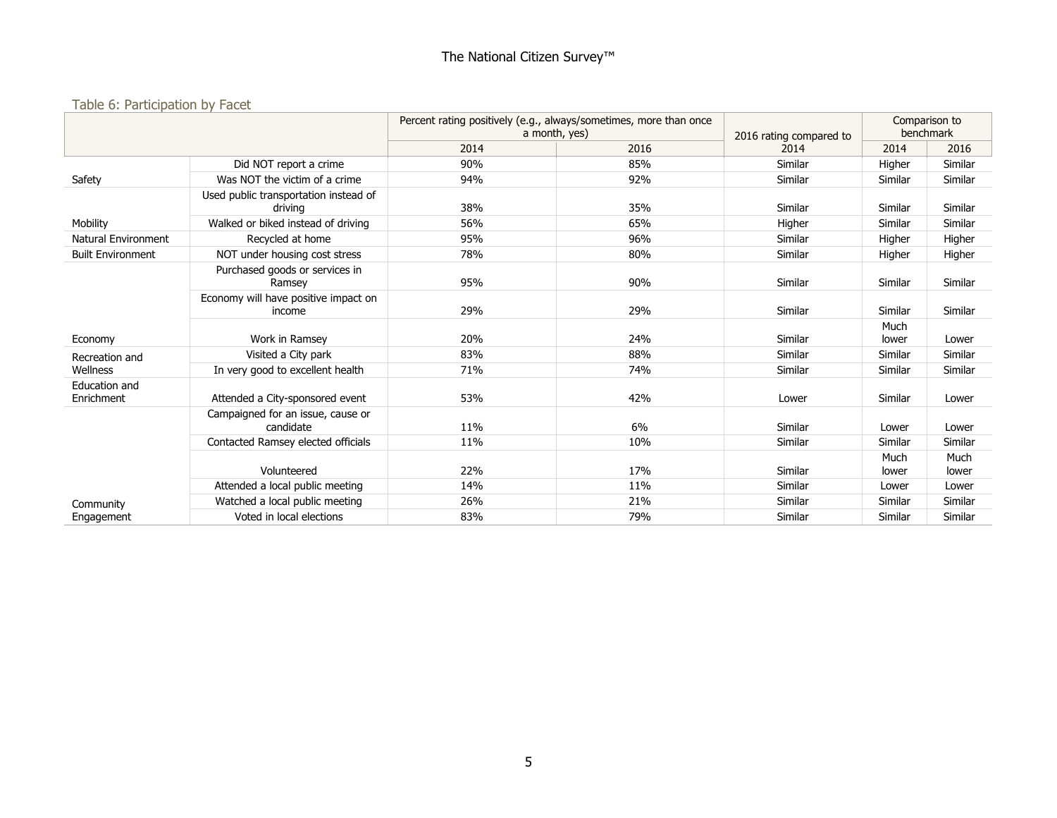## Table 6: Participation by Facet

| | | Percent rating positively (e.g., always/sometimes, more than once a month, yes) | | 2016 rating compared to 2014 | Comparison to benchmark | |
|---|---|---|---|---|---|---|
| | | 2014 | 2016 | | 2014 | 2016 |
| Safety | Did NOT report a crime | 90% | 85% | Similar | Higher | Similar |
| | Was NOT the victim of a crime | 94% | 92% | Similar | Similar | Similar |
| Mobility | Used public transportation instead of driving | 38% | 35% | Similar | Similar | Similar |
| | Walked or biked instead of driving | 56% | 65% | Higher | Similar | Similar |
| Natural Environment | Recycled at home | 95% | 96% | Similar | Higher | Higher |
| Built Environment | NOT under housing cost stress | 78% | 80% | Similar | Higher | Higher |
| Economy | Purchased goods or services in Ramsey | 95% | 90% | Similar | Similar | Similar |
| | Economy will have positive impact on income | 29% | 29% | Similar | Similar | Similar |
| | Work in Ramsey | 20% | 24% | Similar | Much lower | Lower |
| Recreation and Wellness | Visited a City park | 83% | 88% | Similar | Similar | Similar |
| | In very good to excellent health | 71% | 74% | Similar | Similar | Similar |
| Education and Enrichment | Attended a City-sponsored event | 53% | 42% | Lower | Similar | Lower |
| Community Engagement | Campaigned for an issue, cause or candidate | 11% | 6% | Similar | Lower | Lower |
| | Contacted Ramsey elected officials | 11% | 10% | Similar | Similar | Similar |
| | Volunteered | 22% | 17% | Similar | Much lower | Much lower |
| | Attended a local public meeting | 14% | 11% | Similar | Lower | Lower |
| | Watched a local public meeting | 26% | 21% | Similar | Similar | Similar |
| | Voted in local elections | 83% | 79% | Similar | Similar | Similar |